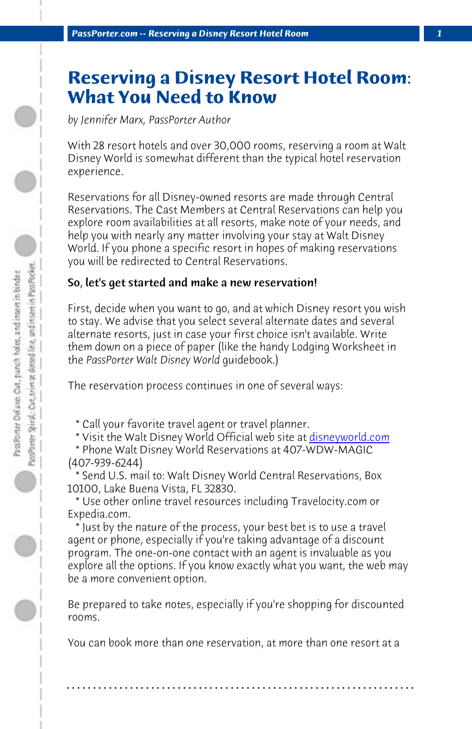# Reserving a Disney Resort Hotel Room: What You Need to Know

*by Jennifer Marx, PassPorter Author*

With 28 resort hotels and over 30,000 rooms, reserving a room at Walt Disney World is somewhat different than the typical hotel reservation experience.

Reservations for all Disney-owned resorts are made through Central Reservations. The Cast Members at Central Reservations can help you explore room availabilities at all resorts, make note of your needs, and help you with nearly any matter involving your stay at Walt Disney World. If you phone a specific resort in hopes of making reservations you will be redirected to Central Reservations.

**So, let's get started and make a new reservation!**

First, decide when you want to go, and at which Disney resort you wish to stay. We advise that you select several alternate dates and several alternate resorts, just in case your first choice isn't available. Write them down on a piece of paper (like the handy Lodging Worksheet in the *PassPorter Walt Disney World* guidebook.)

The reservation process continues in one of several ways:

* Call your favorite travel agent or travel planner.
* Visit the Walt Disney World Official web site at [disneyworld.com](disneyworld.com)
* Phone Walt Disney World Reservations at 407-WDW-MAGIC (407-939-6244)
* Send U.S. mail to: Walt Disney World Central Reservations, Box 10100, Lake Buena Vista, FL 32830.
* Use other online travel resources including Travelocity.com or Expedia.com.
* Just by the nature of the process, your best bet is to use a travel agent or phone, especially if you're taking advantage of a discount program. The one-on-one contact with an agent is invaluable as you explore all the options. If you know exactly what you want, the web may be a more convenient option.

Be prepared to take notes, especially if you're shopping for discounted rooms.

You can book more than one reservation, at more than one resort at a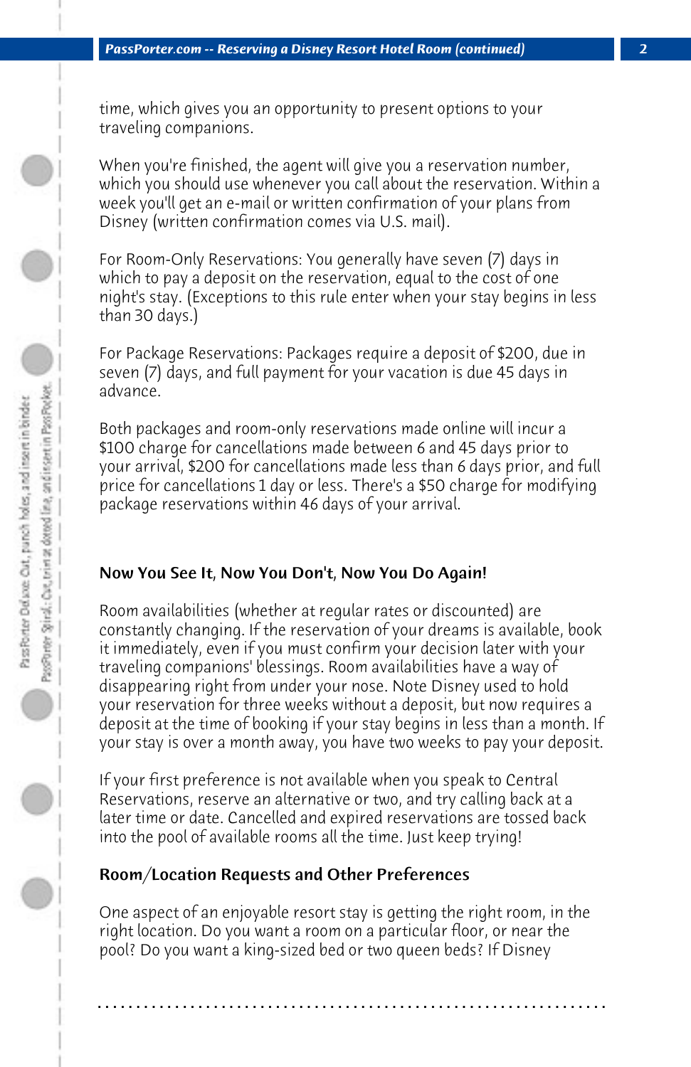time, which gives you an opportunity to present options to your traveling companions.

When you're finished, the agent will give you a reservation number, which you should use whenever you call about the reservation. Within a week you'll get an e-mail or written confirmation of your plans from Disney (written confirmation comes via U.S. mail).

For Room-Only Reservations: You generally have seven (7) days in which to pay a deposit on the reservation, equal to the cost of one night's stay. (Exceptions to this rule enter when your stay begins in less than 30 days.)

For Package Reservations: Packages require a deposit of $200, due in seven (7) days, and full payment for your vacation is due 45 days in advance.

Both packages and room-only reservations made online will incur a $100 charge for cancellations made between 6 and 45 days prior to your arrival, $200 for cancellations made less than 6 days prior, and full price for cancellations 1 day or less. There's a $50 charge for modifying package reservations within 46 days of your arrival.

### Now You See It, Now You Don't, Now You Do Again!

Room availabilities (whether at regular rates or discounted) are constantly changing. If the reservation of your dreams is available, book it immediately, even if you must confirm your decision later with your traveling companions' blessings. Room availabilities have a way of disappearing right from under your nose. Note Disney used to hold your reservation for three weeks without a deposit, but now requires a deposit at the time of booking if your stay begins in less than a month. If your stay is over a month away, you have two weeks to pay your deposit.

If your first preference is not available when you speak to Central Reservations, reserve an alternative or two, and try calling back at a later time or date. Cancelled and expired reservations are tossed back into the pool of available rooms all the time. Just keep trying!

### Room/Location Requests and Other Preferences

One aspect of an enjoyable resort stay is getting the right room, in the right location. Do you want a room on a particular floor, or near the pool? Do you want a king-sized bed or two queen beds? If Disney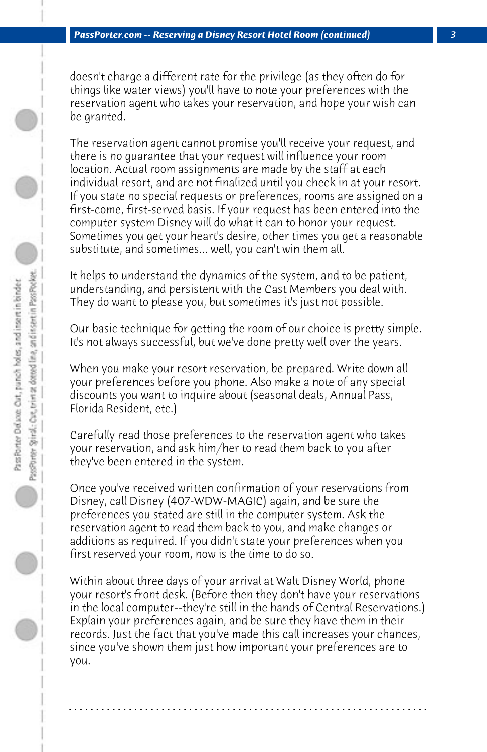doesn't charge a different rate for the privilege (as they often do for things like water views) you'll have to note your preferences with the reservation agent who takes your reservation, and hope your wish can be granted.

The reservation agent cannot promise you'll receive your request, and there is no guarantee that your request will influence your room location. Actual room assignments are made by the staff at each individual resort, and are not finalized until you check in at your resort. If you state no special requests or preferences, rooms are assigned on a first-come, first-served basis. If your request has been entered into the computer system Disney will do what it can to honor your request. Sometimes you get your heart's desire, other times you get a reasonable substitute, and sometimes... well, you can't win them all.

It helps to understand the dynamics of the system, and to be patient, understanding, and persistent with the Cast Members you deal with. They do want to please you, but sometimes it's just not possible.

Our basic technique for getting the room of our choice is pretty simple. It's not always successful, but we've done pretty well over the years.

When you make your resort reservation, be prepared. Write down all your preferences before you phone. Also make a note of any special discounts you want to inquire about (seasonal deals, Annual Pass, Florida Resident, etc.)

Carefully read those preferences to the reservation agent who takes your reservation, and ask him/her to read them back to you after they've been entered in the system.

Once you've received written confirmation of your reservations from Disney, call Disney (407-WDW-MAGIC) again, and be sure the preferences you stated are still in the computer system. Ask the reservation agent to read them back to you, and make changes or additions as required. If you didn't state your preferences when you first reserved your room, now is the time to do so.

Within about three days of your arrival at Walt Disney World, phone your resort's front desk. (Before then they don't have your reservations in the local computer--they're still in the hands of Central Reservations.) Explain your preferences again, and be sure they have them in their records. Just the fact that you've made this call increases your chances, since you've shown them just how important your preferences are to you.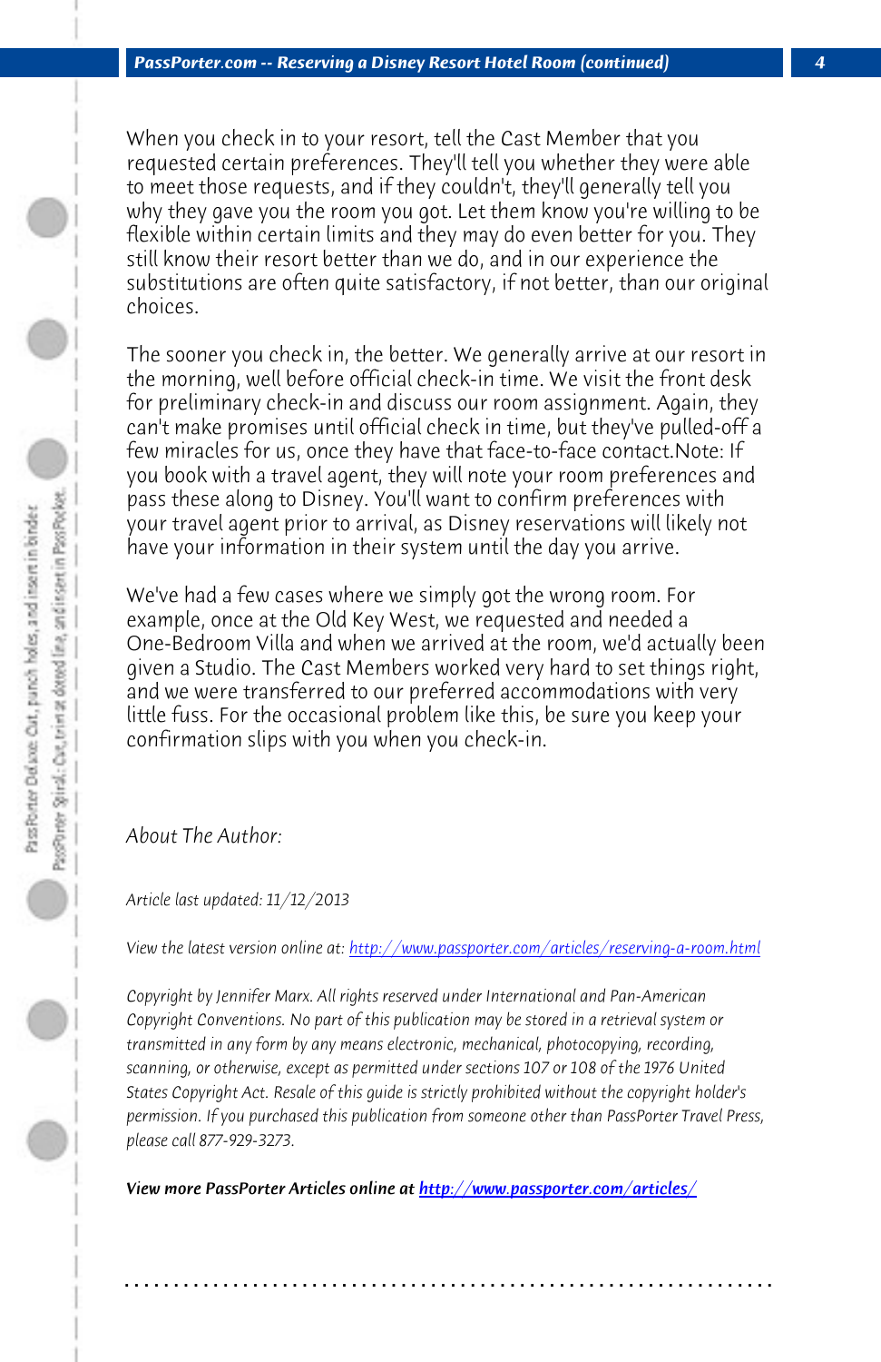When you check in to your resort, tell the Cast Member that you requested certain preferences. They'll tell you whether they were able to meet those requests, and if they couldn't, they'll generally tell you why they gave you the room you got. Let them know you're willing to be flexible within certain limits and they may do even better for you. They still know their resort better than we do, and in our experience the substitutions are often quite satisfactory, if not better, than our original choices.

The sooner you check in, the better. We generally arrive at our resort in the morning, well before official check-in time. We visit the front desk for preliminary check-in and discuss our room assignment. Again, they can't make promises until official check in time, but they've pulled-off a few miracles for us, once they have that face-to-face contact.Note: If you book with a travel agent, they will note your room preferences and pass these along to Disney. You'll want to confirm preferences with your travel agent prior to arrival, as Disney reservations will likely not have your information in their system until the day you arrive.

We've had a few cases where we simply got the wrong room. For example, once at the Old Key West, we requested and needed a One-Bedroom Villa and when we arrived at the room, we'd actually been given a Studio. The Cast Members worked very hard to set things right, and we were transferred to our preferred accommodations with very little fuss. For the occasional problem like this, be sure you keep your confirmation slips with you when you check-in.

*About The Author:*

*Article last updated: 11/12/2013*

*View the latest version online at: http://www.passporter.com/articles/reserving-a-room.html*

*Copyright by Jennifer Marx. All rights reserved under International and Pan-American Copyright Conventions. No part of this publication may be stored in a retrieval system or transmitted in any form by any means electronic, mechanical, photocopying, recording, scanning, or otherwise, except as permitted under sections 107 or 108 of the 1976 United States Copyright Act. Resale of this guide is strictly prohibited without the copyright holder's permission. If you purchased this publication from someone other than PassPorter Travel Press, please call 877-929-3273.*

***View more PassPorter Articles online at http://www.passporter.com/articles/***